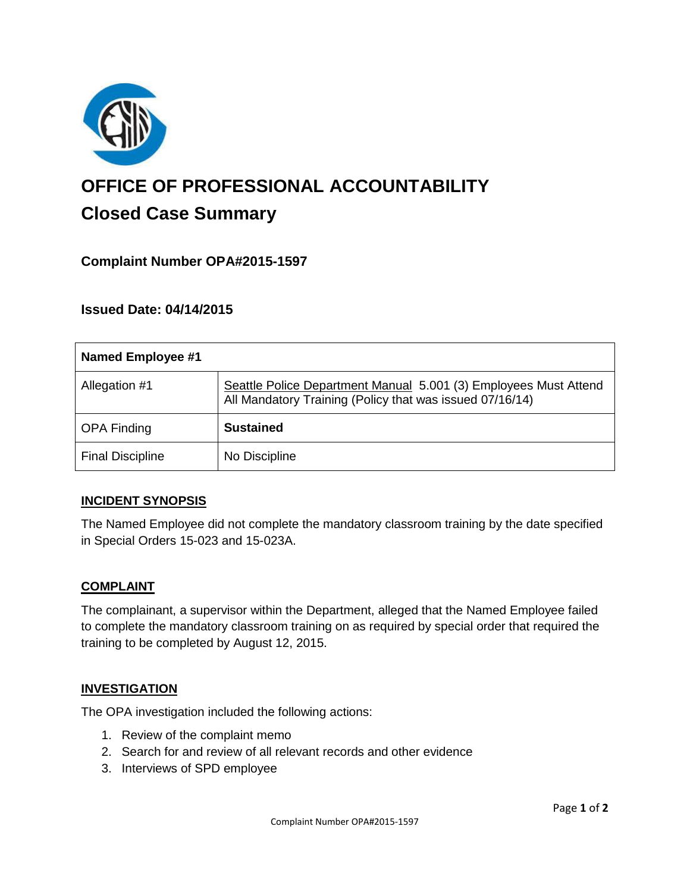# OFFICE OF PROFESSIONAL ACCOUNTABILITY

## Closed Case Summary

### Complaint Number OPA#2015-1597

### Issued Date: 04/14/2015

| Named Employee #1 | |
|---|---|
| Allegation #1 | Seattle Police Department Manual 5.001 (3) Employees Must Attend All Mandatory Training (Policy that was issued 07/16/14) |
| OPA Finding | **Sustained** |
| Final Discipline | No Discipline |

**INCIDENT SYNOPSIS**

The Named Employee did not complete the mandatory classroom training by the date specified in Special Orders 15-023 and 15-023A.

**COMPLAINT**

The complainant, a supervisor within the Department, alleged that the Named Employee failed to complete the mandatory classroom training on as required by special order that required the training to be completed by August 12, 2015.

**INVESTIGATION**

The OPA investigation included the following actions:

1. Review of the complaint memo
2. Search for and review of all relevant records and other evidence
3. Interviews of SPD employee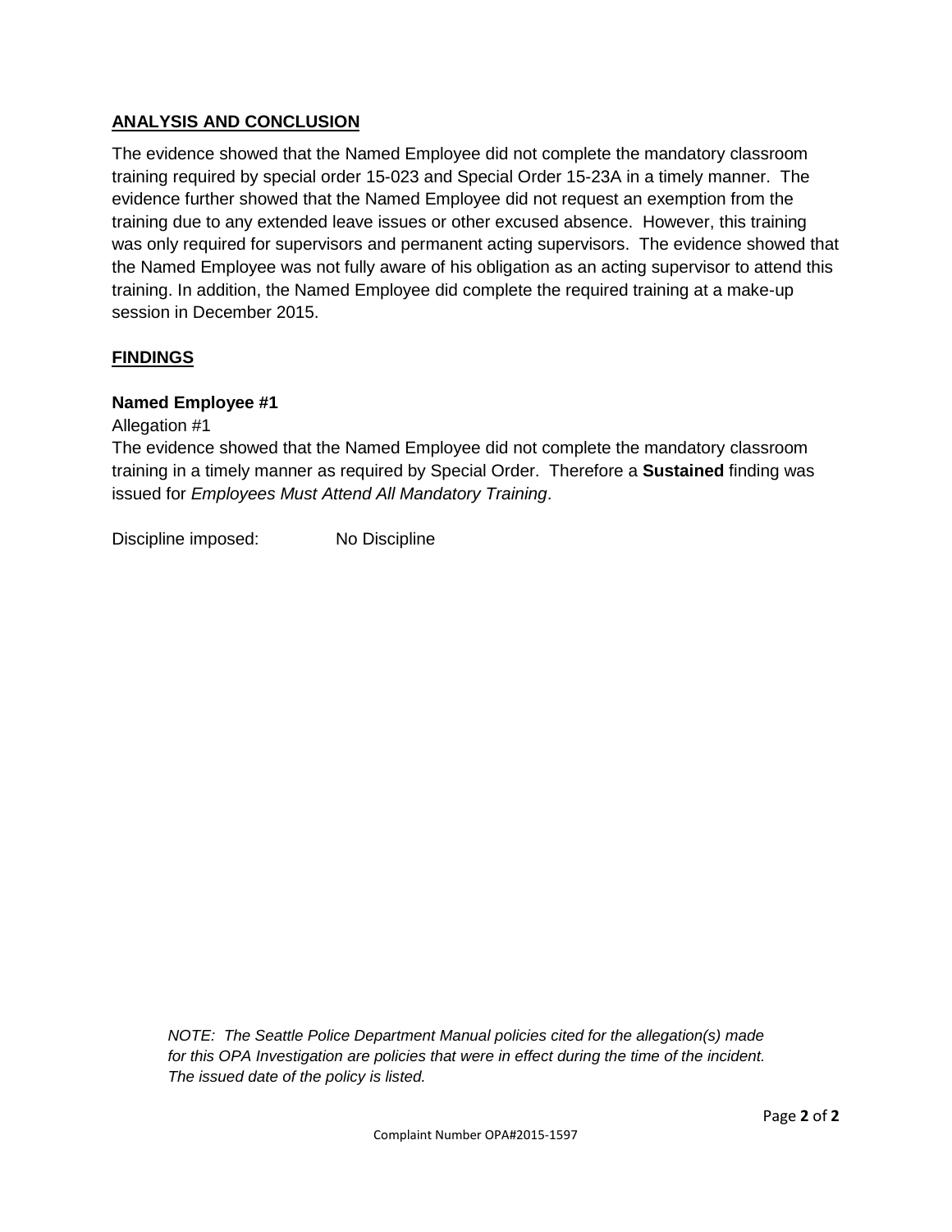## **ANALYSIS AND CONCLUSION**

The evidence showed that the Named Employee did not complete the mandatory classroom training required by special order 15-023 and Special Order 15-23A in a timely manner. The evidence further showed that the Named Employee did not request an exemption from the training due to any extended leave issues or other excused absence. However, this training was only required for supervisors and permanent acting supervisors. The evidence showed that the Named Employee was not fully aware of his obligation as an acting supervisor to attend this training. In addition, the Named Employee did complete the required training at a make-up session in December 2015.

## **FINDINGS**

**Named Employee #1**

Allegation #1

The evidence showed that the Named Employee did not complete the mandatory classroom training in a timely manner as required by Special Order. Therefore a **Sustained** finding was issued for *Employees Must Attend All Mandatory Training*.

Discipline imposed: No Discipline

*NOTE: The Seattle Police Department Manual policies cited for the allegation(s) made for this OPA Investigation are policies that were in effect during the time of the incident. The issued date of the policy is listed.*

Complaint Number OPA#2015-1597